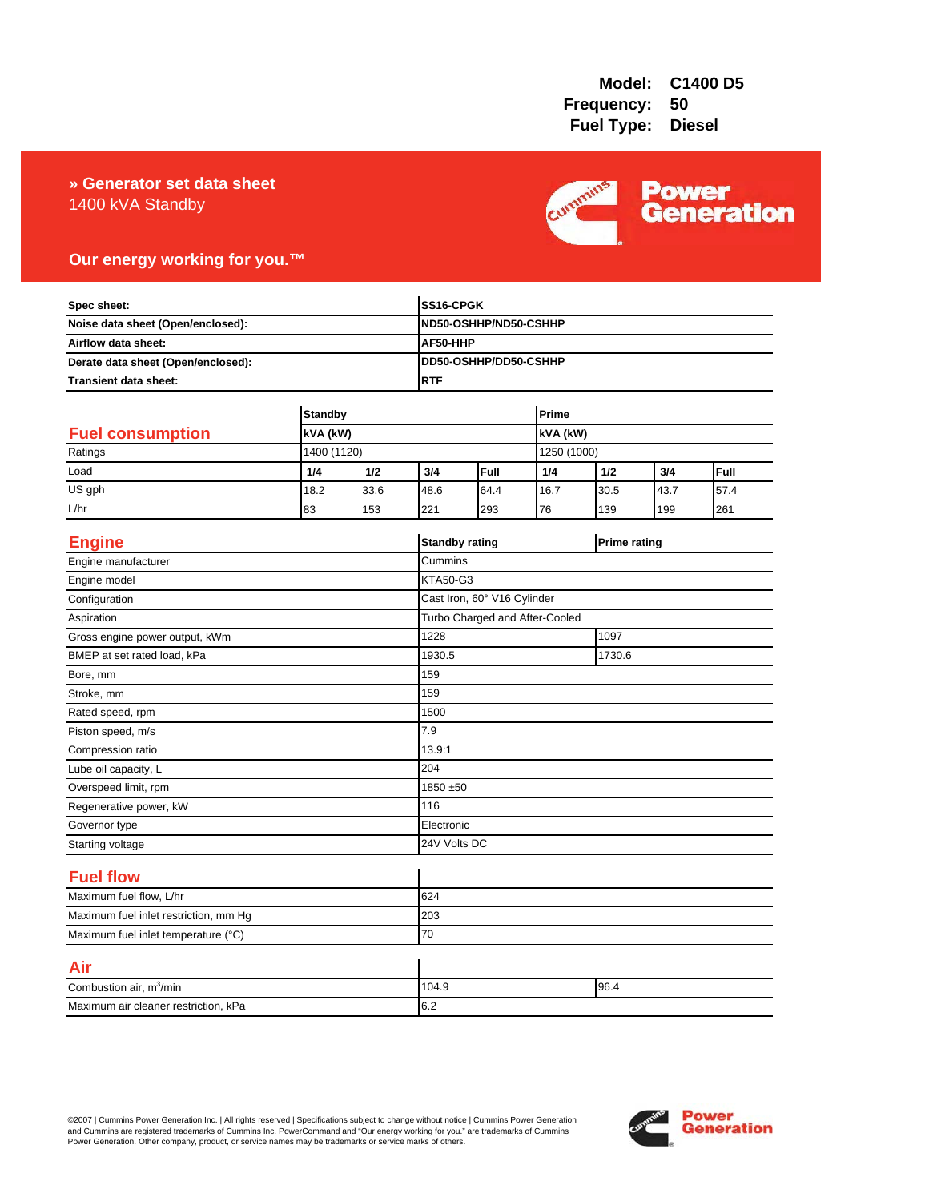**Model:** C1400 D5
**Frequency:** 50
**Fuel Type:** Diesel

## » Generator set data sheet

1400 kVA Standby

**Our energy working for you.™**

| | |
|---|---|
| **Spec sheet:** | **SS16-CPGK** |
| **Noise data sheet (Open/enclosed):** | **ND50-OSHHP/ND50-CSHHP** |
| **Airflow data sheet:** | **AF50-HHP** |
| **Derate data sheet (Open/enclosed):** | **DD50-OSHHP/DD50-CSHHP** |
| **Transient data sheet:** | **RTF** |

## Fuel consumption

| | Standby | | | | Prime | | | |
|---|---|---|---|---|---|---|---|---|
| | kVA (kW) | | | | kVA (kW) | | | |
| Ratings | 1400 (1120) | | | | 1250 (1000) | | | |
| Load | 1/4 | 1/2 | 3/4 | Full | 1/4 | 1/2 | 3/4 | Full |
| US gph | 18.2 | 33.6 | 48.6 | 64.4 | 16.7 | 30.5 | 43.7 | 57.4 |
| L/hr | 83 | 153 | 221 | 293 | 76 | 139 | 199 | 261 |

## Engine

| | Standby rating | Prime rating |
|---|---|---|
| Engine manufacturer | Cummins | |
| Engine model | KTA50-G3 | |
| Configuration | Cast Iron, 60° V16 Cylinder | |
| Aspiration | Turbo Charged and After-Cooled | |
| Gross engine power output, kWm | 1228 | 1097 |
| BMEP at set rated load, kPa | 1930.5 | 1730.6 |
| Bore, mm | 159 | |
| Stroke, mm | 159 | |
| Rated speed, rpm | 1500 | |
| Piston speed, m/s | 7.9 | |
| Compression ratio | 13.9:1 | |
| Lube oil capacity, L | 204 | |
| Overspeed limit, rpm | 1850 ±50 | |
| Regenerative power, kW | 116 | |
| Governor type | Electronic | |
| Starting voltage | 24V Volts DC | |

## Fuel flow

| | |
|---|---|
| Maximum fuel flow, L/hr | 624 |
| Maximum fuel inlet restriction, mm Hg | 203 |
| Maximum fuel inlet temperature (°C) | 70 |

## Air

| | | |
|---|---|---|
| Combustion air, $m^3$/min | 104.9 | 96.4 |
| Maximum air cleaner restriction, kPa | 6.2 | |

©2007 | Cummins Power Generation Inc. | All rights reserved | Specifications subject to change without notice | Cummins Power Generation and Cummins are registered trademarks of Cummins Inc. PowerCommand and "Our energy working for you." are trademarks of Cummins Power Generation. Other company, product, or service names may be trademarks or service marks of others.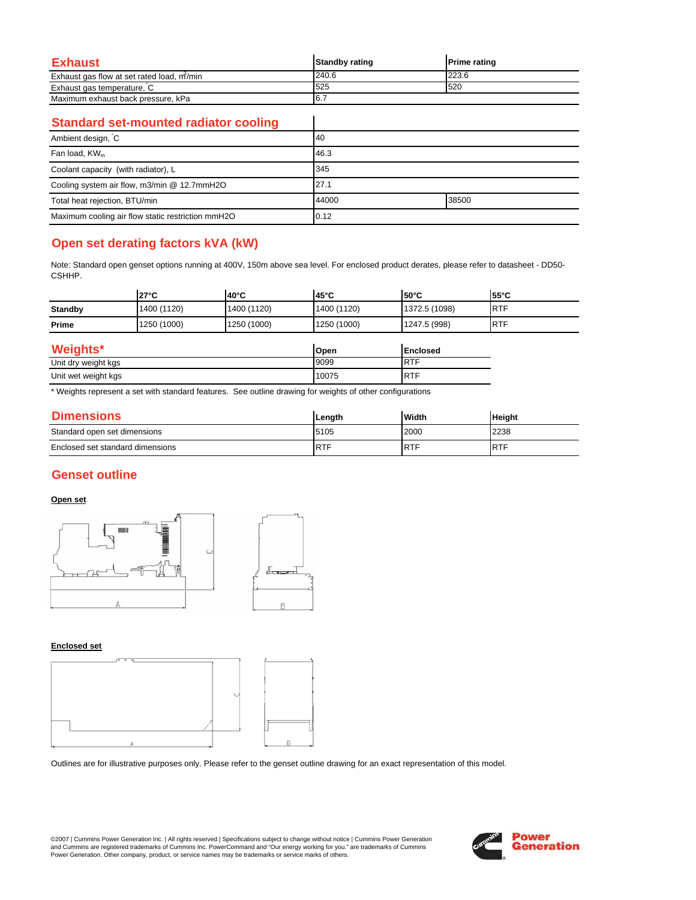## Exhaust

| Exhaust | Standby rating | Prime rating |
|---|---|---|
| Exhaust gas flow at set rated load, $m^3$/min | 240.6 | 223.6 |
| Exhaust gas temperature, °C | 525 | 520 |
| Maximum exhaust back pressure, kPa | 6.7 | |

## Standard set-mounted radiator cooling

| Standard set-mounted radiator cooling | | |
|---|---|---|
| Ambient design, °C | 40 | |
| Fan load, $KW_m$ | 46.3 | |
| Coolant capacity (with radiator), L | 345 | |
| Cooling system air flow, m3/min @ 12.7mmH2O | 27.1 | |
| Total heat rejection, BTU/min | 44000 | 38500 |
| Maximum cooling air flow static restriction mmH2O | 0.12 | |

## Open set derating factors kVA (kW)

Note: Standard open genset options running at 400V, 150m above sea level. For enclosed product derates, please refer to datasheet - DD50-CSHHP.

| | 27°C | 40°C | 45°C | 50°C | 55°C |
|---|---|---|---|---|---|
| **Standby** | 1400 (1120) | 1400 (1120) | 1400 (1120) | 1372.5 (1098) | RTF |
| **Prime** | 1250 (1000) | 1250 (1000) | 1250 (1000) | 1247.5 (998) | RTF |

## Weights*

| Weights* | Open | Enclosed |
|---|---|---|
| Unit dry weight kgs | 9099 | RTF |
| Unit wet weight kgs | 10075 | RTF |

\* Weights represent a set with standard features. See outline drawing for weights of other configurations

## Dimensions

| Dimensions | Length | Width | Height |
|---|---|---|---|
| Standard open set dimensions | 5105 | 2000 | 2238 |
| Enclosed set standard dimensions | RTF | RTF | RTF |

## Genset outline

**Open set**

**Enclosed set**

Outlines are for illustrative purposes only. Please refer to the genset outline drawing for an exact representation of this model.

©2007 | Cummins Power Generation Inc. | All rights reserved | Specifications subject to change without notice | Cummins Power Generation and Cummins are registered trademarks of Cummins Inc. PowerCommand and "Our energy working for you." are trademarks of Cummins Power Generation. Other company, product, or service names may be trademarks or service marks of others.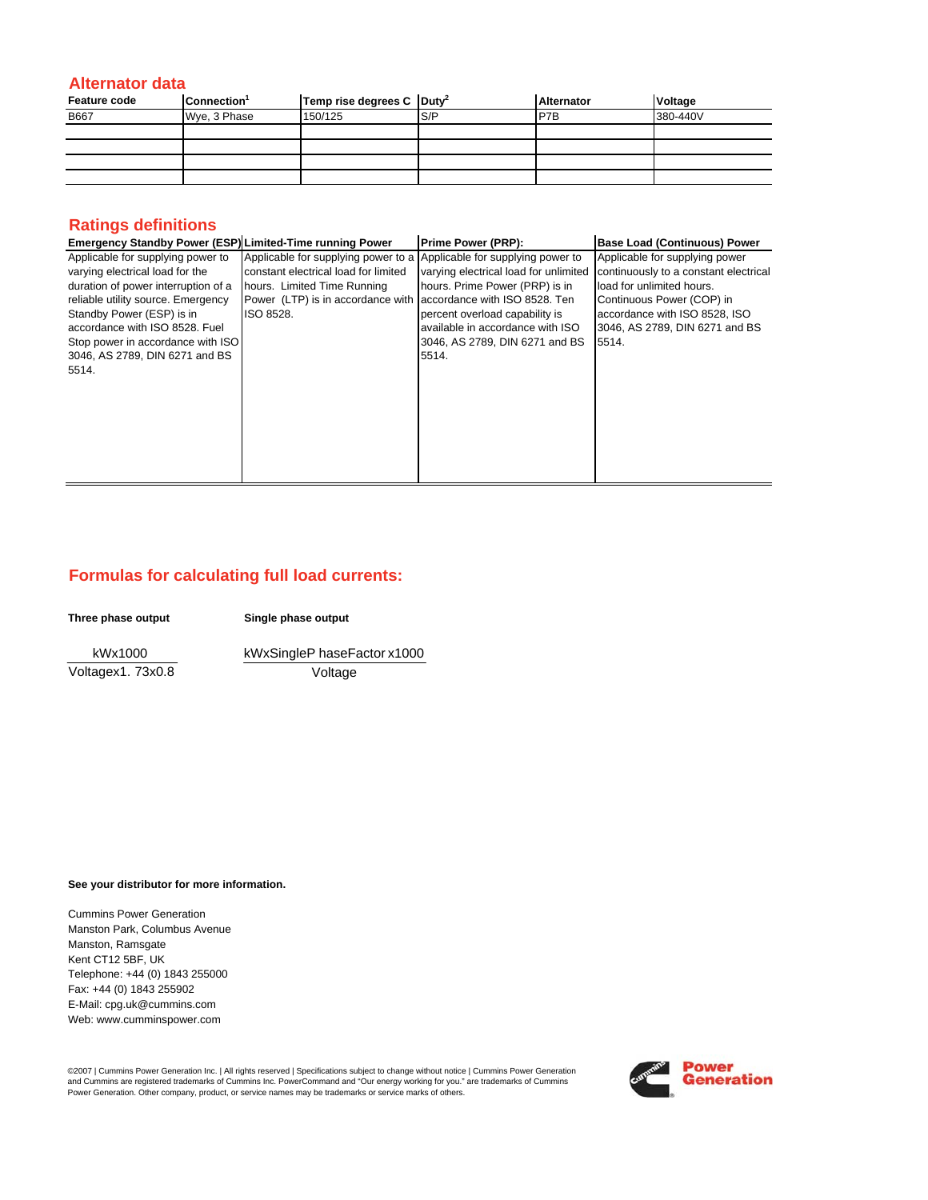## Alternator data

| Feature code | Connection[1] | Temp rise degrees C | Duty[2] | Alternator | Voltage |
|---|---|---|---|---|---|
| B667 | Wye, 3 Phase | 150/125 | S/P | P7B | 380-440V |
| | | | | | |
| | | | | | |
| | | | | | |
| | | | | | |

## Ratings definitions

| Emergency Standby Power (ESP) | Limited-Time running Power | Prime Power (PRP): | Base Load (Continuous) Power |
|---|---|---|---|
| Applicable for supplying power to varying electrical load for the duration of power interruption of a reliable utility source. Emergency Standby Power (ESP) is in accordance with ISO 8528. Fuel Stop power in accordance with ISO 3046, AS 2789, DIN 6271 and BS 5514. | Applicable for supplying power to a constant electrical load for limited hours. Limited Time Running Power (LTP) is in accordance with ISO 8528. | Applicable for supplying power to varying electrical load for unlimited hours. Prime Power (PRP) is in accordance with ISO 8528. Ten percent overload capability is available in accordance with ISO 3046, AS 2789, DIN 6271 and BS 5514. | Applicable for supplying power continuously to a constant electrical load for unlimited hours. Continuous Power (COP) in accordance with ISO 8528, ISO 3046, AS 2789, DIN 6271 and BS 5514. |

## Formulas for calculating full load currents:

**Three phase output**

$$\frac{kW \times 1000}{Voltage \times 1.73 \times 0.8}$$

**Single phase output**

$$\frac{kW \times SinglePhaseFactor \times 1000}{Voltage}$$

**See your distributor for more information.**

Cummins Power Generation
Manston Park, Columbus Avenue
Manston, Ramsgate
Kent CT12 5BF, UK
Telephone: +44 (0) 1843 255000
Fax: +44 (0) 1843 255902
E-Mail: cpg.uk@cummins.com
Web: www.cumminspower.com

©2007 | Cummins Power Generation Inc. | All rights reserved | Specifications subject to change without notice | Cummins Power Generation and Cummins are registered trademarks of Cummins Inc. PowerCommand and "Our energy working for you." are trademarks of Cummins Power Generation. Other company, product, or service names may be trademarks or service marks of others.

Power Generation